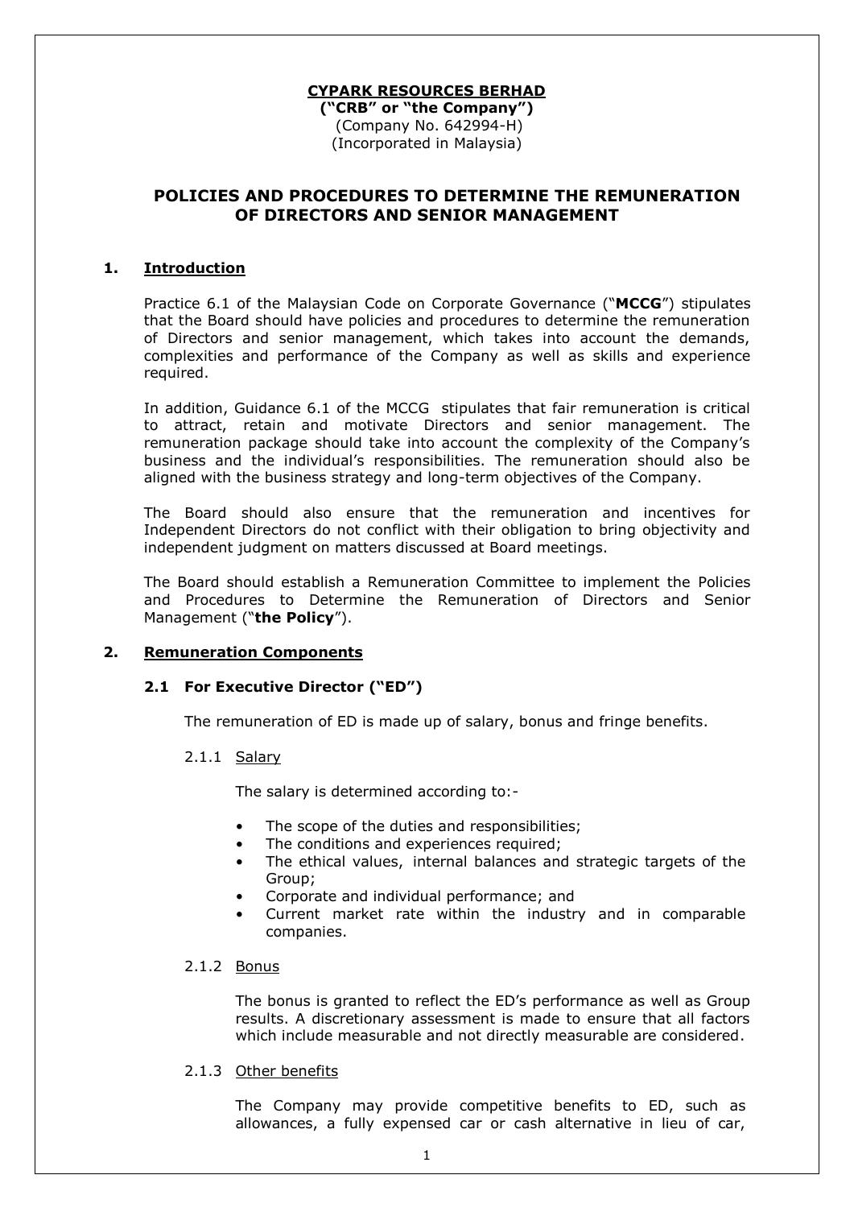**CYPARK RESOURCES BERHAD**
**("CRB" or "the Company")**
(Company No. 642994-H)
(Incorporated in Malaysia)

# POLICIES AND PROCEDURES TO DETERMINE THE REMUNERATION OF DIRECTORS AND SENIOR MANAGEMENT

## 1. Introduction

Practice 6.1 of the Malaysian Code on Corporate Governance ("**MCCG**") stipulates that the Board should have policies and procedures to determine the remuneration of Directors and senior management, which takes into account the demands, complexities and performance of the Company as well as skills and experience required.

In addition, Guidance 6.1 of the MCCG stipulates that fair remuneration is critical to attract, retain and motivate Directors and senior management. The remuneration package should take into account the complexity of the Company's business and the individual's responsibilities. The remuneration should also be aligned with the business strategy and long-term objectives of the Company.

The Board should also ensure that the remuneration and incentives for Independent Directors do not conflict with their obligation to bring objectivity and independent judgment on matters discussed at Board meetings.

The Board should establish a Remuneration Committee to implement the Policies and Procedures to Determine the Remuneration of Directors and Senior Management ("**the Policy**").

## 2. Remuneration Components

### 2.1 For Executive Director ("ED")

The remuneration of ED is made up of salary, bonus and fringe benefits.

#### 2.1.1 Salary

The salary is determined according to:-

- The scope of the duties and responsibilities;
- The conditions and experiences required;
- The ethical values, internal balances and strategic targets of the Group;
- Corporate and individual performance; and
- Current market rate within the industry and in comparable companies.

#### 2.1.2 Bonus

The bonus is granted to reflect the ED's performance as well as Group results. A discretionary assessment is made to ensure that all factors which include measurable and not directly measurable are considered.

#### 2.1.3 Other benefits

The Company may provide competitive benefits to ED, such as allowances, a fully expensed car or cash alternative in lieu of car,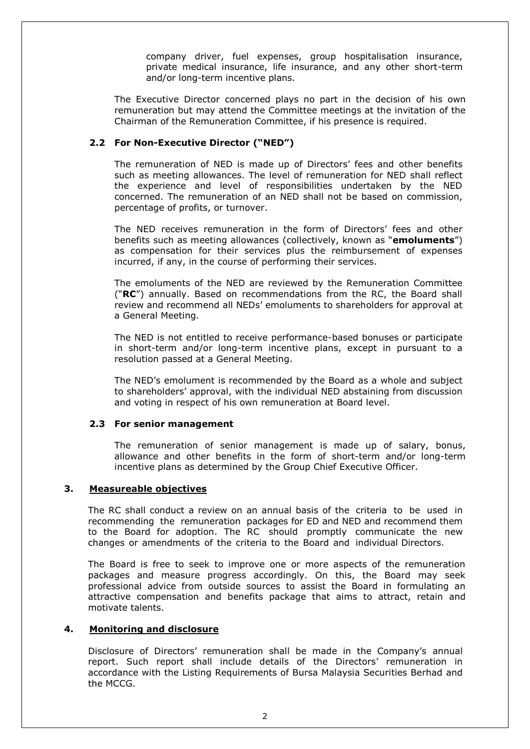company driver, fuel expenses, group hospitalisation insurance, private medical insurance, life insurance, and any other short-term and/or long-term incentive plans.

The Executive Director concerned plays no part in the decision of his own remuneration but may attend the Committee meetings at the invitation of the Chairman of the Remuneration Committee, if his presence is required.

### 2.2 For Non-Executive Director ("NED")

The remuneration of NED is made up of Directors' fees and other benefits such as meeting allowances. The level of remuneration for NED shall reflect the experience and level of responsibilities undertaken by the NED concerned. The remuneration of an NED shall not be based on commission, percentage of profits, or turnover.

The NED receives remuneration in the form of Directors' fees and other benefits such as meeting allowances (collectively, known as "**emoluments**") as compensation for their services plus the reimbursement of expenses incurred, if any, in the course of performing their services.

The emoluments of the NED are reviewed by the Remuneration Committee ("**RC**") annually. Based on recommendations from the RC, the Board shall review and recommend all NEDs' emoluments to shareholders for approval at a General Meeting.

The NED is not entitled to receive performance-based bonuses or participate in short-term and/or long-term incentive plans, except in pursuant to a resolution passed at a General Meeting.

The NED's emolument is recommended by the Board as a whole and subject to shareholders' approval, with the individual NED abstaining from discussion and voting in respect of his own remuneration at Board level.

### 2.3 For senior management

The remuneration of senior management is made up of salary, bonus, allowance and other benefits in the form of short-term and/or long-term incentive plans as determined by the Group Chief Executive Officer.

## 3. Measureable objectives

The RC shall conduct a review on an annual basis of the criteria to be used in recommending the remuneration packages for ED and NED and recommend them to the Board for adoption. The RC should promptly communicate the new changes or amendments of the criteria to the Board and individual Directors.

The Board is free to seek to improve one or more aspects of the remuneration packages and measure progress accordingly. On this, the Board may seek professional advice from outside sources to assist the Board in formulating an attractive compensation and benefits package that aims to attract, retain and motivate talents.

## 4. Monitoring and disclosure

Disclosure of Directors' remuneration shall be made in the Company's annual report. Such report shall include details of the Directors' remuneration in accordance with the Listing Requirements of Bursa Malaysia Securities Berhad and the MCCG.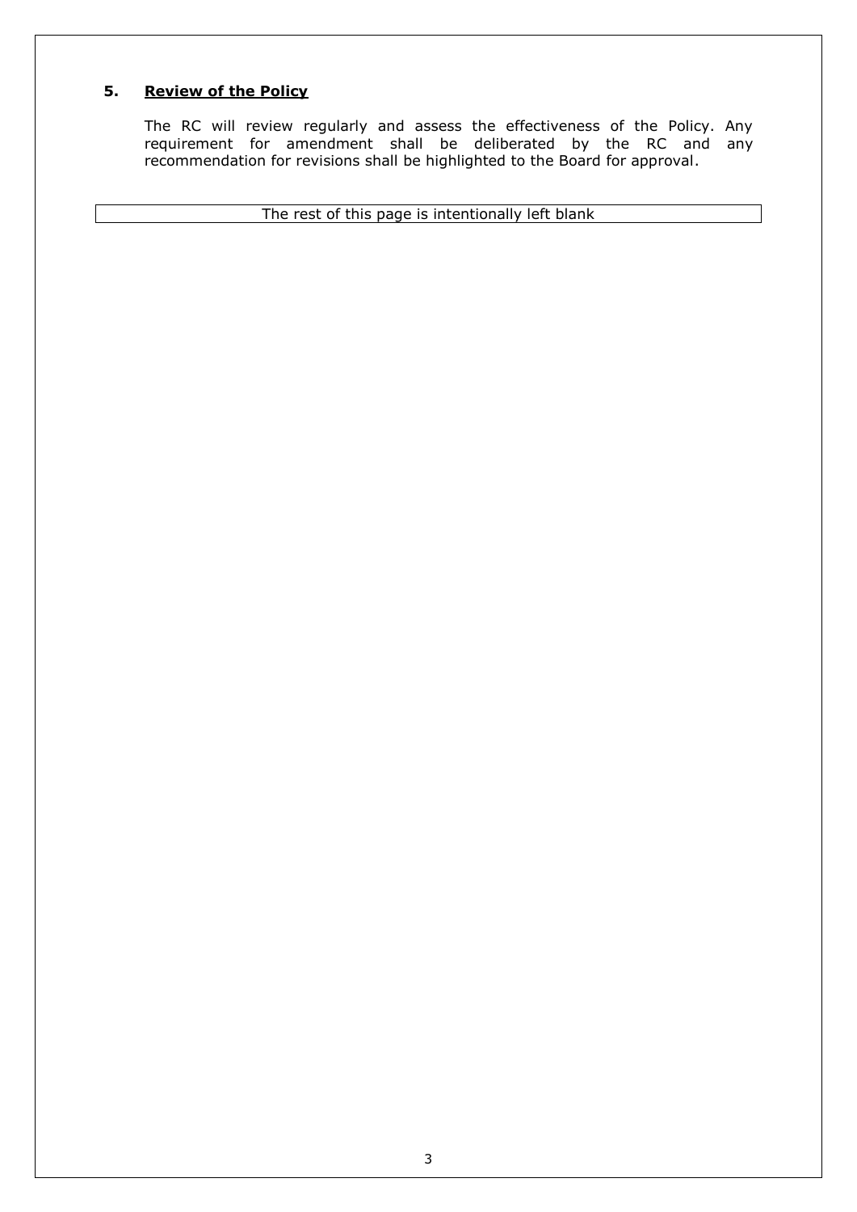## 5. Review of the Policy

The RC will review regularly and assess the effectiveness of the Policy. Any requirement for amendment shall be deliberated by the RC and any recommendation for revisions shall be highlighted to the Board for approval.

The rest of this page is intentionally left blank